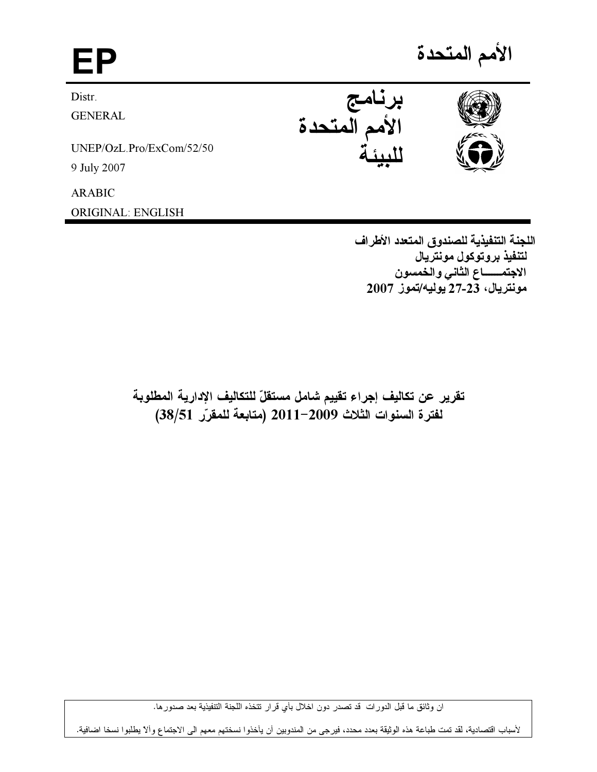# EP

# الأمم المتحدة

Distr.
GENERAL

UNEP/OzL.Pro/ExCom/52/50
9 July 2007

ARABIC
ORIGINAL: ENGLISH

**برنامج الأمم المتحدة للبيئة**

**اللجنة التنفيذية للصندوق المتعدد الأطراف لتنفيذ بروتوكول مونتريال**
**الاجتمـــــاع الثاني والخمسون**
**مونتريال، 23-27 يوليه/تموز 2007**

## تقرير عن تكاليف إجراء تقييم شامل مستقلّ للتكاليف الإدارية المطلوبة لفترة السنوات الثلاث 2009–2011 (متابعة للمقرّر 38/51)

ان وثائق ما قبل الدورات قد تصدر دون اخلال بأي قرار تتخذه اللجنة التنفيذية بعد صدورها.

لأسباب اقتصادية، لقد تمت طباعة هذه الوثيقة بعدد محدد، فيرجى من المندوبين أن يأخذوا نسختهم معهم الى الاجتماع وألا يطلبوا نسخا اضافية.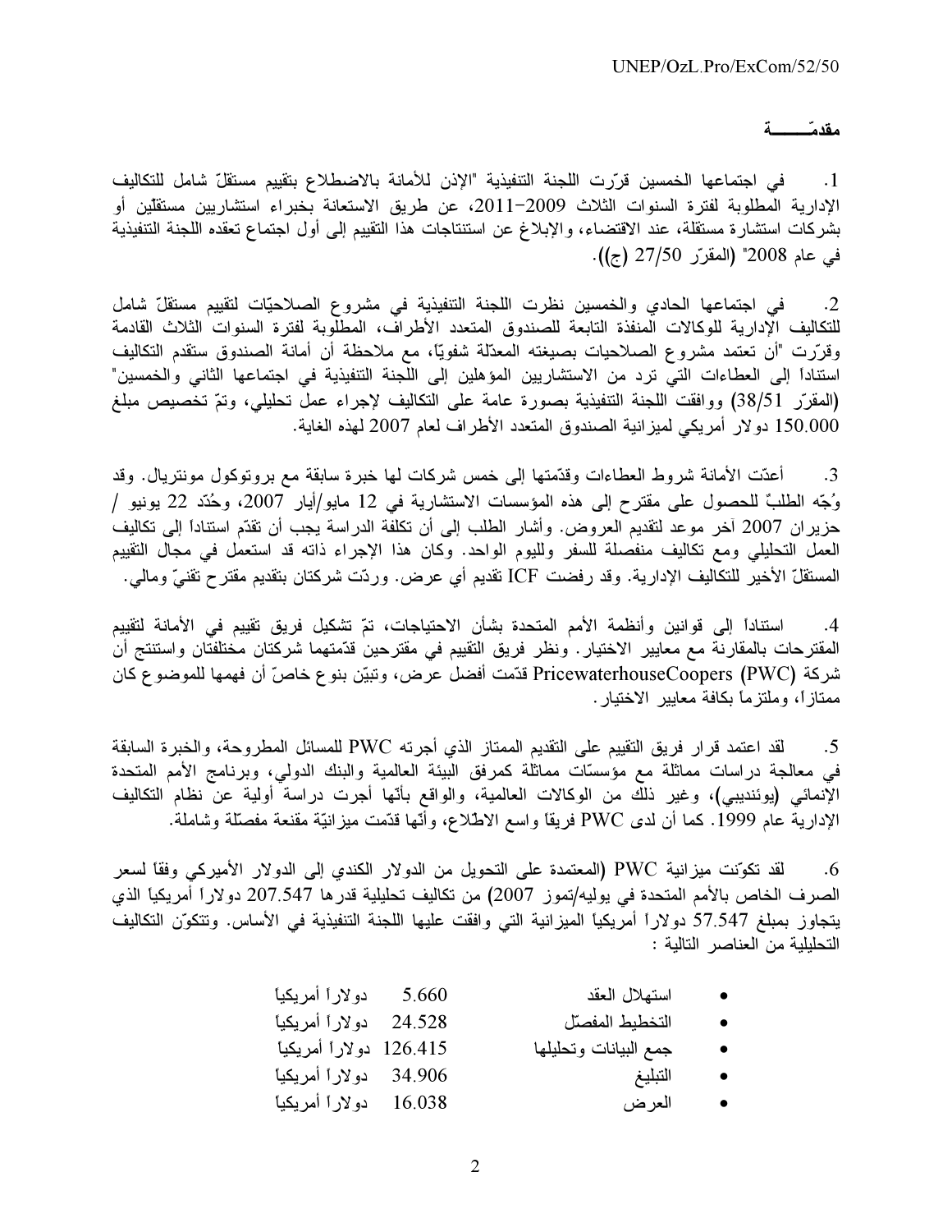## مقدّمـــــــة

1. في اجتماعها الخمسين قرّرت اللجنة التنفيذية "الإذن للأمانة بالاضطلاع بتقييم مستقلّ شامل للتكاليف الإدارية المطلوبة لفترة السنوات الثلاث 2009–2011، عن طريق الاستعانة بخبراء استشاريين مستقلّين أو بشركات استشارة مستقلة، عند الاقتضاء، والإبلاغ عن استنتاجات هذا التقييم إلى أول اجتماع تعقده اللجنة التنفيذية في عام 2008" (المقرّر 27/50 (ج)).

2. في اجتماعها الحادي والخمسين نظرت اللجنة التنفيذية في مشروع الصلاحيّات لتقييم مستقلّ شامل للتكاليف الإدارية للوكالات المنفذة التابعة للصندوق المتعدد الأطراف، المطلوبة لفترة السنوات الثلاث القادمة وقرّرت "أن تعتمد مشروع الصلاحيات بصيغته المعدّلة شفويّا، مع ملاحظة أن أمانة الصندوق ستقدم التكاليف استناداً إلى العطاءات التي ترد من الاستشاريين المؤهلين إلى اللجنة التنفيذية في اجتماعها الثاني والخمسين" (المقرّر 38/51) ووافقت اللجنة التنفيذية بصورة عامة على التكاليف لإجراء عمل تحليلي، وتمّ تخصيص مبلغ 150.000 دولار أمريكي لميزانية الصندوق المتعدد الأطراف لعام 2007 لهذه الغاية.

3. أعدّت الأمانة شروط العطاءات وقدّمتها إلى خمس شركات لها خبرة سابقة مع بروتوكول مونتريال. وقد وُجّه الطلبٌ للحصول على مقترح إلى هذه المؤسسات الاستشارية في 12 مايو/أيار 2007، وحُدّد 22 يونيو / حزيران 2007 آخر موعد لتقديم العروض. وأشار الطلب إلى أن تكلفة الدراسة يجب أن تقدّم استناداً إلى تكاليف العمل التحليلي ومع تكاليف منفصلة للسفر ولليوم الواحد. وكان هذا الإجراء ذاته قد استعمل في مجال التقييم المستقلّ الأخير للتكاليف الإدارية. وقد رفضت ICF تقديم أي عرض. وردّت شركتان بتقديم مقترح تقنيّ وماليّ.

4. استناداً إلى قوانين وأنظمة الأمم المتحدة بشأن الاحتياجات، تمّ تشكيل فريق تقييم في الأمانة لتقييم المقترحات بالمقارنة مع معايير الاختيار. ونظر فريق التقييم في مقترحين قدّمتهما شركتان مختلفتان واستنتج أن شركة PricewaterhouseCoopers (PWC) قدّمت أفضل عرض، وتبيّن بنوع خاصّ أن فهمها للموضوع كان ممتازاً، وملتزماً بكافة معايير الاختيار.

5. لقد اعتمد قرار فريق التقييم على التقديم الممتاز الذي أجرته PWC للمسائل المطروحة، والخبرة السابقة في معالجة دراسات مماثلة مع مؤسسّات مماثلة كمرفق البيئة العالمية والبنك الدولي، وبرنامج الأمم المتحدة الإنمائي (يوئنديبي)، وغير ذلك من الوكالات العالمية، والواقع بأنّها أجرت دراسة أولية عن نظام التكاليف الإدارية عام 1999. كما أن لدى PWC فريقاً واسع الاطّلاع، وأنّها قدّمت ميزانيّة مقنعة مفصّلة وشاملة.

6. لقد تكوّنت ميزانية PWC (المعتمدة على التحويل من الدولار الكندي إلى الدولار الأميركي وفقاً لسعر الصرف الخاص بالأمم المتحدة في يوليه/تموز 2007) من تكاليف تحليلية قدرها 207.547 دولاراً أمريكياً الذي يتجاوز بمبلغ 57.547 دولاراً أمريكياً الميزانية التي وافقت عليها اللجنة التنفيذية في الأساس. وتتكوّن التكاليف التحليلية من العناصر التالية :

- استهلال العقد 5.660 دولاراً أمريكياً
- التخطيط المفصّل 24.528 دولاراً أمريكياً
- جمع البيانات وتحليلها 126.415 دولاراً أمريكياً
- التبليغ 34.906 دولاراً أمريكياً
- العرض 16.038 دولاراً أمريكياً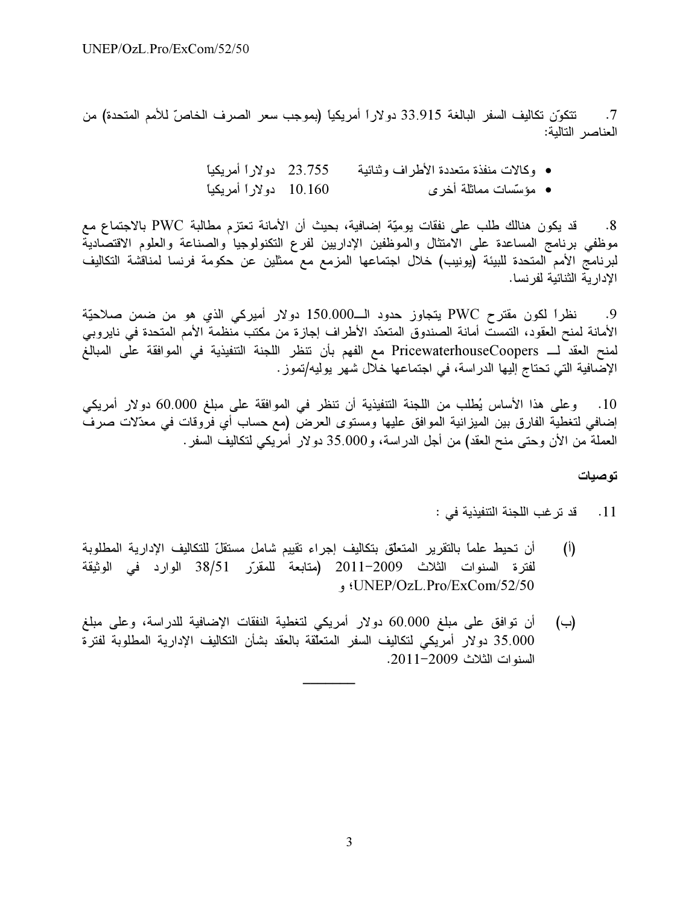7. تتكوّن تكاليف السفر البالغة 33.915 دولاراً أمريكياً (بموجب سعر الصرف الخاصّ للأمم المتحدة) من العناصر التالية:

- وكالات منفذة متعددة الأطراف وثنائية 23.755 دولاراً أمريكياً
- مؤسّسات مماثلة أخرى 10.160 دولاراً أمريكياً

8. قد يكون هنالك طلب على نفقات يوميّة إضافية، بحيث أن الأمانة تعتزم مطالبة PWC بالاجتماع مع موظفي برنامج المساعدة على الامتثال والموظفين الإداريين لفرع التكنولوجيا والصناعة والعلوم الاقتصادية لبرنامج الأمم المتحدة للبيئة (يونيب) خلال اجتماعها المزمع مع ممثلين عن حكومة فرنسا لمناقشة التكاليف الإدارية الثنائية لفرنسا.

9. نظراً لكون مقترح PWC يتجاوز حدود الـ150.000 دولار أميركي الذي هو من ضمن صلاحيّة الأمانة لمنح العقود، التمست أمانة الصندوق المتعدّد الأطراف إجازة من مكتب منظمة الأمم المتحدة في نايروبي لمنح العقد لـ PricewaterhouseCoopers مع الفهم بأن تنظر اللجنة التنفيذية في الموافقة على المبالغ الإضافية التي تحتاج إليها الدراسة، في اجتماعها خلال شهر يوليه/تموز.

10. وعلى هذا الأساس يُطلب من اللجنة التنفيذية أن تنظر في الموافقة على مبلغ 60.000 دولار أمريكي إضافي لتغطية الفارق بين الميزانية الموافق عليها ومستوى العرض (مع حساب أي فروقات في معدّلات صرف العملة من الآن وحتى منح العقد) من أجل الدراسة، و35.000 دولار أمريكي لتكاليف السفر.

**توصيات**

11. قد ترغب اللجنة التنفيذية في :

(أ) أن تحيط علماً بالتقرير المتعلّق بتكاليف إجراء تقييم شامل مستقلّ للتكاليف الإدارية المطلوبة لفترة السنوات الثلاث 2009–2011 (متابعة للمقرّر 38/51 الوارد في الوثيقة UNEP/OzL.Pro/ExCom/52/50؛ و

(ب) أن توافق على مبلغ 60.000 دولار أمريكي لتغطية النفقات الإضافية للدراسة، وعلى مبلغ 35.000 دولار أمريكي لتكاليف السفر المتعلّقة بالعقد بشأن التكاليف الإدارية المطلوبة لفترة السنوات الثلاث 2009–2011.